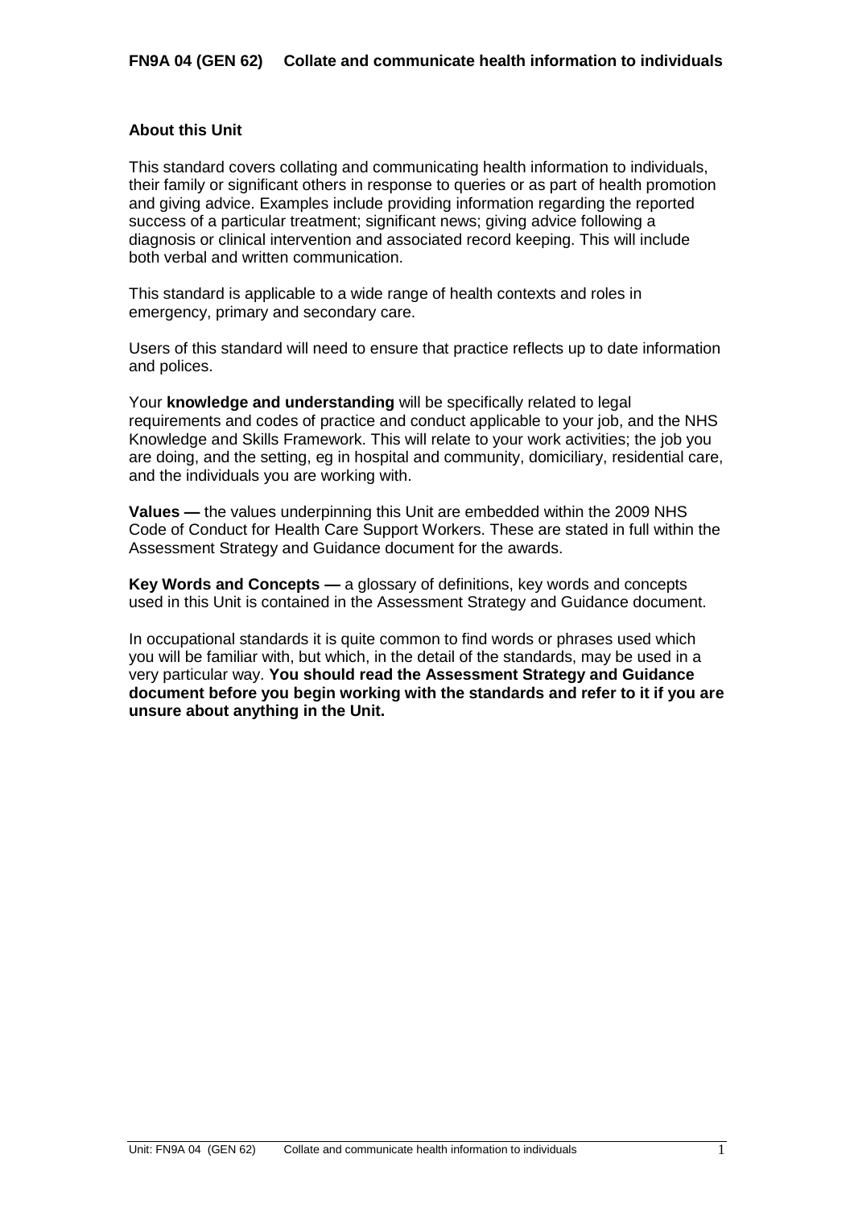**FN9A 04 (GEN 62) Collate and communicate health information to individuals**

## About this Unit

This standard covers collating and communicating health information to individuals, their family or significant others in response to queries or as part of health promotion and giving advice. Examples include providing information regarding the reported success of a particular treatment; significant news; giving advice following a diagnosis or clinical intervention and associated record keeping. This will include both verbal and written communication.

This standard is applicable to a wide range of health contexts and roles in emergency, primary and secondary care.

Users of this standard will need to ensure that practice reflects up to date information and polices.

Your **knowledge and understanding** will be specifically related to legal requirements and codes of practice and conduct applicable to your job, and the NHS Knowledge and Skills Framework. This will relate to your work activities; the job you are doing, and the setting, eg in hospital and community, domiciliary, residential care, and the individuals you are working with.

**Values —** the values underpinning this Unit are embedded within the 2009 NHS Code of Conduct for Health Care Support Workers. These are stated in full within the Assessment Strategy and Guidance document for the awards.

**Key Words and Concepts —** a glossary of definitions, key words and concepts used in this Unit is contained in the Assessment Strategy and Guidance document.

In occupational standards it is quite common to find words or phrases used which you will be familiar with, but which, in the detail of the standards, may be used in a very particular way. **You should read the Assessment Strategy and Guidance document before you begin working with the standards and refer to it if you are unsure about anything in the Unit.**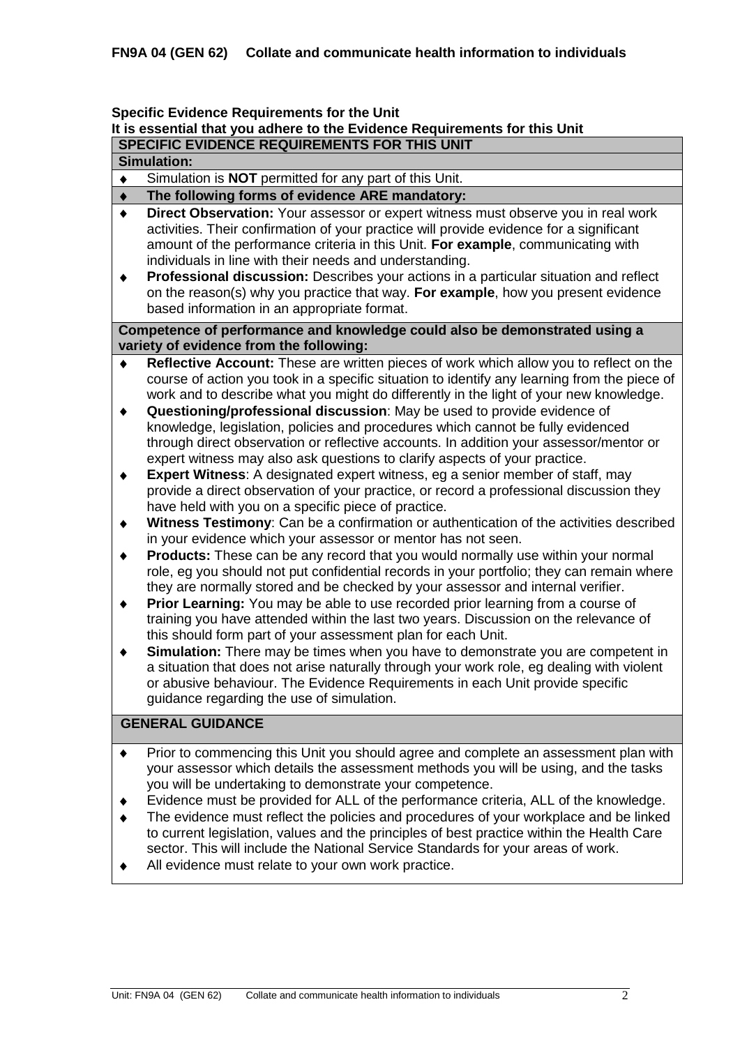**FN9A 04 (GEN 62) Collate and communicate health information to individuals**

**Specific Evidence Requirements for the Unit**
**It is essential that you adhere to the Evidence Requirements for this Unit**

**SPECIFIC EVIDENCE REQUIREMENTS FOR THIS UNIT**

**Simulation:**

- Simulation is **NOT** permitted for any part of this Unit.
- **The following forms of evidence ARE mandatory:**
- **Direct Observation:** Your assessor or expert witness must observe you in real work activities. Their confirmation of your practice will provide evidence for a significant amount of the performance criteria in this Unit. **For example**, communicating with individuals in line with their needs and understanding.
- **Professional discussion:** Describes your actions in a particular situation and reflect on the reason(s) why you practice that way. **For example**, how you present evidence based information in an appropriate format.

**Competence of performance and knowledge could also be demonstrated using a variety of evidence from the following:**

- **Reflective Account:** These are written pieces of work which allow you to reflect on the course of action you took in a specific situation to identify any learning from the piece of work and to describe what you might do differently in the light of your new knowledge.
- **Questioning/professional discussion**: May be used to provide evidence of knowledge, legislation, policies and procedures which cannot be fully evidenced through direct observation or reflective accounts. In addition your assessor/mentor or expert witness may also ask questions to clarify aspects of your practice.
- **Expert Witness**: A designated expert witness, eg a senior member of staff, may provide a direct observation of your practice, or record a professional discussion they have held with you on a specific piece of practice.
- **Witness Testimony**: Can be a confirmation or authentication of the activities described in your evidence which your assessor or mentor has not seen.
- **Products:** These can be any record that you would normally use within your normal role, eg you should not put confidential records in your portfolio; they can remain where they are normally stored and be checked by your assessor and internal verifier.
- **Prior Learning:** You may be able to use recorded prior learning from a course of training you have attended within the last two years. Discussion on the relevance of this should form part of your assessment plan for each Unit.
- **Simulation:** There may be times when you have to demonstrate you are competent in a situation that does not arise naturally through your work role, eg dealing with violent or abusive behaviour. The Evidence Requirements in each Unit provide specific guidance regarding the use of simulation.

**GENERAL GUIDANCE**

- Prior to commencing this Unit you should agree and complete an assessment plan with your assessor which details the assessment methods you will be using, and the tasks you will be undertaking to demonstrate your competence.
- Evidence must be provided for ALL of the performance criteria, ALL of the knowledge.
- The evidence must reflect the policies and procedures of your workplace and be linked to current legislation, values and the principles of best practice within the Health Care sector. This will include the National Service Standards for your areas of work.
- All evidence must relate to your own work practice.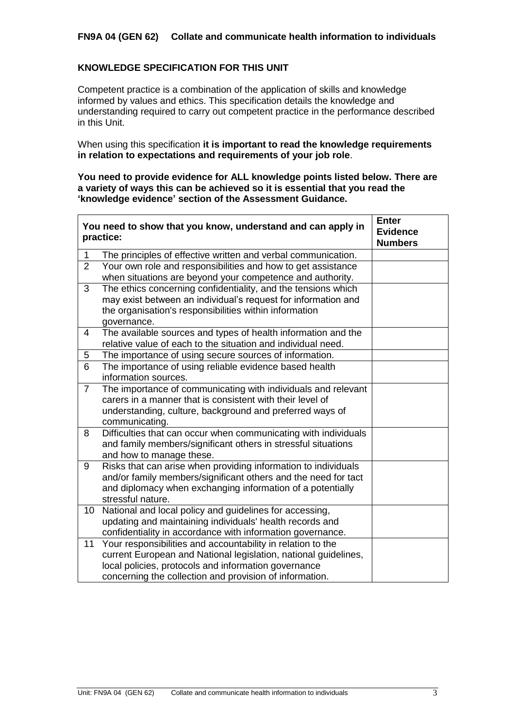**FN9A 04 (GEN 62) Collate and communicate health information to individuals**

## KNOWLEDGE SPECIFICATION FOR THIS UNIT

Competent practice is a combination of the application of skills and knowledge informed by values and ethics. This specification details the knowledge and understanding required to carry out competent practice in the performance described in this Unit.

When using this specification **it is important to read the knowledge requirements in relation to expectations and requirements of your job role**.

**You need to provide evidence for ALL knowledge points listed below. There are a variety of ways this can be achieved so it is essential that you read the 'knowledge evidence' section of the Assessment Guidance.**

| | You need to show that you know, understand and can apply in practice: | Enter Evidence Numbers |
|---|---|---|
| 1 | The principles of effective written and verbal communication. | |
| 2 | Your own role and responsibilities and how to get assistance when situations are beyond your competence and authority. | |
| 3 | The ethics concerning confidentiality, and the tensions which may exist between an individual's request for information and the organisation's responsibilities within information governance. | |
| 4 | The available sources and types of health information and the relative value of each to the situation and individual need. | |
| 5 | The importance of using secure sources of information. | |
| 6 | The importance of using reliable evidence based health information sources. | |
| 7 | The importance of communicating with individuals and relevant carers in a manner that is consistent with their level of understanding, culture, background and preferred ways of communicating. | |
| 8 | Difficulties that can occur when communicating with individuals and family members/significant others in stressful situations and how to manage these. | |
| 9 | Risks that can arise when providing information to individuals and/or family members/significant others and the need for tact and diplomacy when exchanging information of a potentially stressful nature. | |
| 10 | National and local policy and guidelines for accessing, updating and maintaining individuals' health records and confidentiality in accordance with information governance. | |
| 11 | Your responsibilities and accountability in relation to the current European and National legislation, national guidelines, local policies, protocols and information governance concerning the collection and provision of information. | |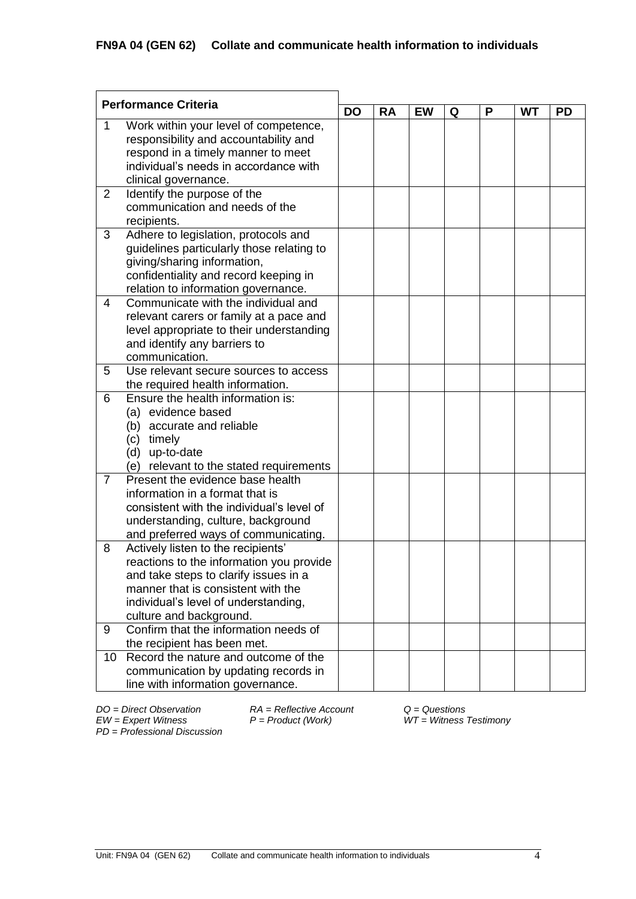**FN9A 04 (GEN 62) Collate and communicate health information to individuals**

| | Performance Criteria | DO | RA | EW | Q | P | WT | PD |
|---|---|---|---|---|---|---|---|---|
| 1 | Work within your level of competence, responsibility and accountability and respond in a timely manner to meet individual's needs in accordance with clinical governance. | | | | | | | |
| 2 | Identify the purpose of the communication and needs of the recipients. | | | | | | | |
| 3 | Adhere to legislation, protocols and guidelines particularly those relating to giving/sharing information, confidentiality and record keeping in relation to information governance. | | | | | | | |
| 4 | Communicate with the individual and relevant carers or family at a pace and level appropriate to their understanding and identify any barriers to communication. | | | | | | | |
| 5 | Use relevant secure sources to access the required health information. | | | | | | | |
| 6 | Ensure the health information is: (a) evidence based (b) accurate and reliable (c) timely (d) up-to-date (e) relevant to the stated requirements | | | | | | | |
| 7 | Present the evidence base health information in a format that is consistent with the individual's level of understanding, culture, background and preferred ways of communicating. | | | | | | | |
| 8 | Actively listen to the recipients' reactions to the information you provide and take steps to clarify issues in a manner that is consistent with the individual's level of understanding, culture and background. | | | | | | | |
| 9 | Confirm that the information needs of the recipient has been met. | | | | | | | |
| 10 | Record the nature and outcome of the communication by updating records in line with information governance. | | | | | | | |

*DO = Direct Observation* *RA = Reflective Account* *Q = Questions*
*EW = Expert Witness* *P = Product (Work)* *WT = Witness Testimony*
*PD = Professional Discussion*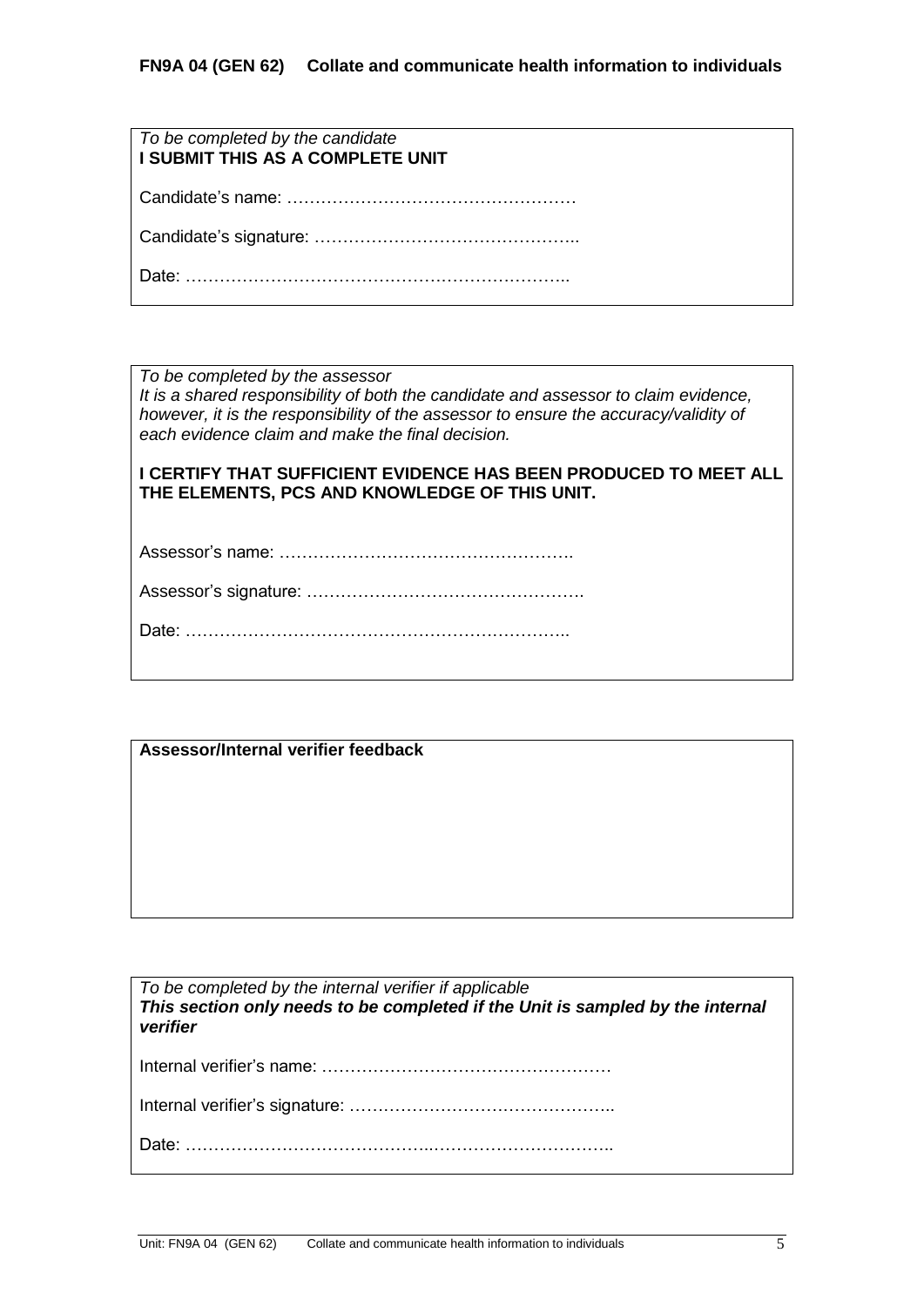**FN9A 04 (GEN 62) Collate and communicate health information to individuals**

*To be completed by the candidate*
**I SUBMIT THIS AS A COMPLETE UNIT**

Candidate's name: ……………………………………………

Candidate's signature: ………………………………………..

Date: …………………………………………………………..

---

*To be completed by the assessor*
*It is a shared responsibility of both the candidate and assessor to claim evidence, however, it is the responsibility of the assessor to ensure the accuracy/validity of each evidence claim and make the final decision.*

**I CERTIFY THAT SUFFICIENT EVIDENCE HAS BEEN PRODUCED TO MEET ALL THE ELEMENTS, PCS AND KNOWLEDGE OF THIS UNIT.**

Assessor's name: …………………………………………….

Assessor's signature: ………………………………………….

Date: …………………………………………………………..

---

**Assessor/Internal verifier feedback**

---

*To be completed by the internal verifier if applicable*
***This section only needs to be completed if the Unit is sampled by the internal verifier***

Internal verifier's name: ……………………………………………

Internal verifier's signature: ………………………………………..

Date: …………………………………..…………………………..